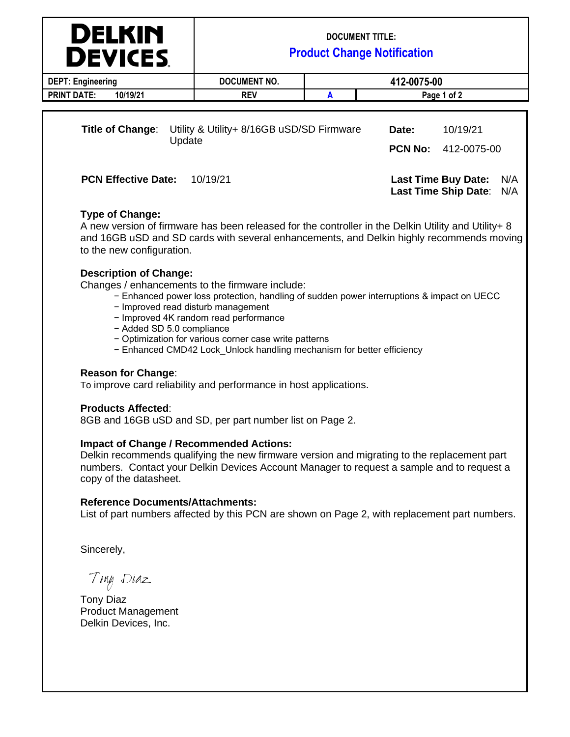**DELKIN DEVICES**

| DOCUMENT TITLE: Product Change Notification | | |
|---|---|---|
| DEPT: Engineering | DOCUMENT NO. | 412-0075-00 |
| PRINT DATE: 10/19/21 | REV A | |

**Title of Change**: Utility & Utility+ 8/16GB uSD/SD Firmware Update

**Date:** 10/19/21

**PCN No:** 412-0075-00

**PCN Effective Date:** 10/19/21

**Last Time Buy Date:** N/A
**Last Time Ship Date**: N/A

**Type of Change:**
A new version of firmware has been released for the controller in the Delkin Utility and Utility+ 8 and 16GB uSD and SD cards with several enhancements, and Delkin highly recommends moving to the new configuration.

**Description of Change:**
Changes / enhancements to the firmware include:

- Enhanced power loss protection, handling of sudden power interruptions & impact on UECC
- Improved read disturb management
- Improved 4K random read performance
- Added SD 5.0 compliance
- Optimization for various corner case write patterns
- Enhanced CMD42 Lock_Unlock handling mechanism for better efficiency

**Reason for Change**:
To improve card reliability and performance in host applications.

**Products Affected**:
8GB and 16GB uSD and SD, per part number list on Page 2.

**Impact of Change / Recommended Actions:**
Delkin recommends qualifying the new firmware version and migrating to the replacement part numbers. Contact your Delkin Devices Account Manager to request a sample and to request a copy of the datasheet.

**Reference Documents/Attachments:**
List of part numbers affected by this PCN are shown on Page 2, with replacement part numbers.

Sincerely,

*Tony Diaz*

Tony Diaz
Product Management
Delkin Devices, Inc.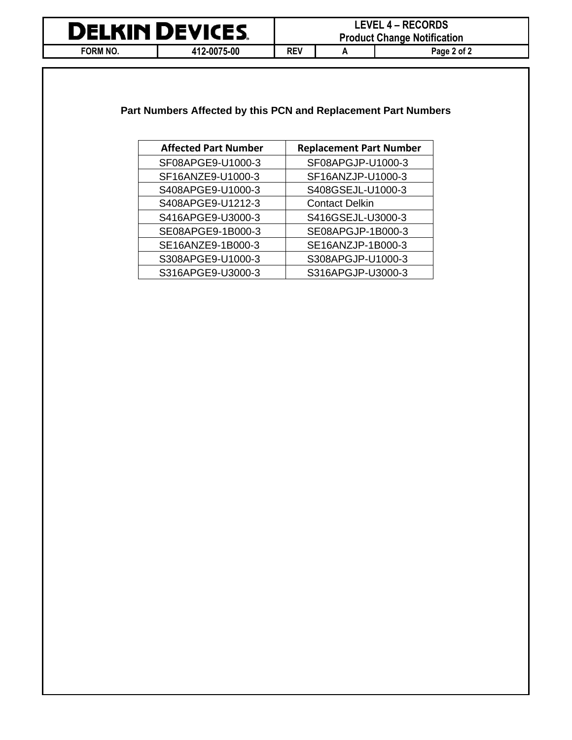## Part Numbers Affected by this PCN and Replacement Part Numbers

| Affected Part Number | Replacement Part Number |
|---|---|
| SF08APGE9-U1000-3 | SF08APGJP-U1000-3 |
| SF16ANZE9-U1000-3 | SF16ANZJP-U1000-3 |
| S408APGE9-U1000-3 | S408GSEJL-U1000-3 |
| S408APGE9-U1212-3 | Contact Delkin |
| S416APGE9-U3000-3 | S416GSEJL-U3000-3 |
| SE08APGE9-1B000-3 | SE08APGJP-1B000-3 |
| SE16ANZE9-1B000-3 | SE16ANZJP-1B000-3 |
| S308APGE9-U1000-3 | S308APGJP-U1000-3 |
| S316APGE9-U3000-3 | S316APGJP-U3000-3 |